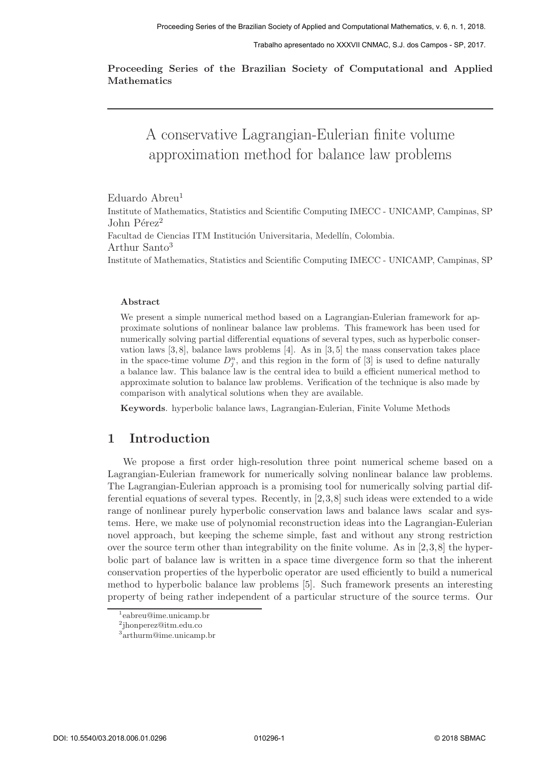**Proceeding Series of the Brazilian Society of Computational and Applied Mathematics**

# A conservative Lagrangian-Eulerian finite volume approximation method for balance law problems

Eduardo Abreu[1]

Institute of Mathematics, Statistics and Scientific Computing IMECC - UNICAMP, Campinas, SP

John Pérez[2]

Facultad de Ciencias ITM Institución Universitaria, Medellín, Colombia.

Arthur Santo[3]

Institute of Mathematics, Statistics and Scientific Computing IMECC - UNICAMP, Campinas, SP

**Abstract**

We present a simple numerical method based on a Lagrangian-Eulerian framework for approximate solutions of nonlinear balance law problems. This framework has been used for numerically solving partial differential equations of several types, such as hyperbolic conservation laws [3, 8], balance laws problems [4]. As in [3, 5] the mass conservation takes place in the space-time volume $D_j^n$, and this region in the form of [3] is used to define naturally a balance law. This balance law is the central idea to build a efficient numerical method to approximate solution to balance law problems. Verification of the technique is also made by comparison with analytical solutions when they are available.

**Keywords**. hyperbolic balance laws, Lagrangian-Eulerian, Finite Volume Methods

## 1 Introduction

We propose a first order high-resolution three point numerical scheme based on a Lagrangian-Eulerian framework for numerically solving nonlinear balance law problems. The Lagrangian-Eulerian approach is a promising tool for numerically solving partial differential equations of several types. Recently, in [2,3,8] such ideas were extended to a wide range of nonlinear purely hyperbolic conservation laws and balance laws scalar and systems. Here, we make use of polynomial reconstruction ideas into the Lagrangian-Eulerian novel approach, but keeping the scheme simple, fast and without any strong restriction over the source term other than integrability on the finite volume. As in [2,3,8] the hyperbolic part of balance law is written in a space time divergence form so that the inherent conservation properties of the hyperbolic operator are used efficiently to build a numerical method to hyperbolic balance law problems [5]. Such framework presents an interesting property of being rather independent of a particular structure of the source terms. Our

[1] eabreu@ime.unicamp.br

[2] jhonperez@itm.edu.co

[3] arthurm@ime.unicamp.br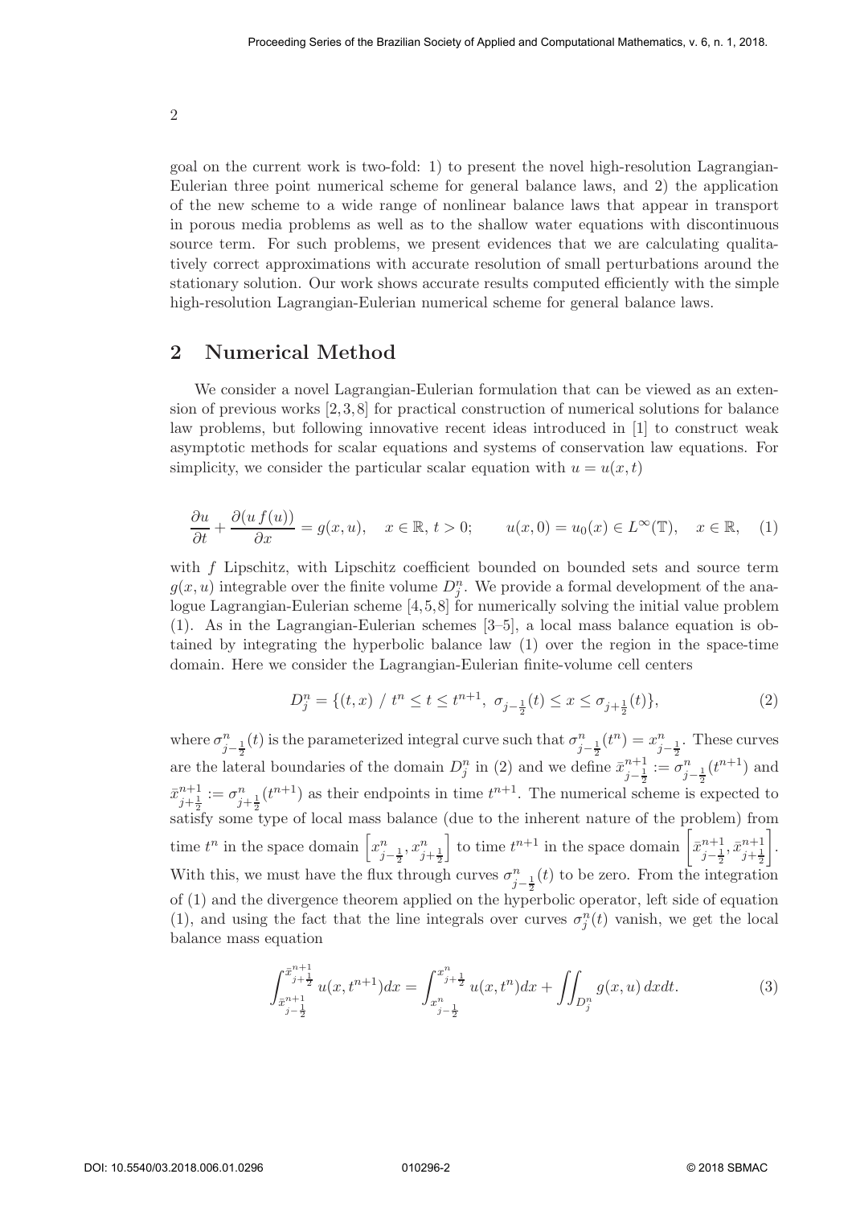goal on the current work is two-fold: 1) to present the novel high-resolution Lagrangian-Eulerian three point numerical scheme for general balance laws, and 2) the application of the new scheme to a wide range of nonlinear balance laws that appear in transport in porous media problems as well as to the shallow water equations with discontinuous source term. For such problems, we present evidences that we are calculating qualitatively correct approximations with accurate resolution of small perturbations around the stationary solution. Our work shows accurate results computed efficiently with the simple high-resolution Lagrangian-Eulerian numerical scheme for general balance laws.

## 2 Numerical Method

We consider a novel Lagrangian-Eulerian formulation that can be viewed as an extension of previous works [2,3,8] for practical construction of numerical solutions for balance law problems, but following innovative recent ideas introduced in [1] to construct weak asymptotic methods for scalar equations and systems of conservation law equations. For simplicity, we consider the particular scalar equation with $u = u(x,t)$

$$\frac{\partial u}{\partial t} + \frac{\partial (u\, f(u))}{\partial x} = g(x,u), \quad x \in \mathbb{R},\, t > 0; \qquad u(x,0) = u_0(x) \in L^{\infty}(\mathbb{T}), \quad x \in \mathbb{R}, \quad (1)$$

with $f$ Lipschitz, with Lipschitz coefficient bounded on bounded sets and source term $g(x,u)$ integrable over the finite volume $D_j^n$. We provide a formal development of the analogue Lagrangian-Eulerian scheme [4,5,8] for numerically solving the initial value problem (1). As in the Lagrangian-Eulerian schemes [3–5], a local mass balance equation is obtained by integrating the hyperbolic balance law (1) over the region in the space-time domain. Here we consider the Lagrangian-Eulerian finite-volume cell centers

$$D_j^n = \{(t,x) \;/\; t^n \leq t \leq t^{n+1},\; \sigma_{j-\frac{1}{2}}(t) \leq x \leq \sigma_{j+\frac{1}{2}}(t)\}, \quad (2)$$

where $\sigma_{j-\frac{1}{2}}^n(t)$ is the parameterized integral curve such that $\sigma_{j-\frac{1}{2}}^n(t^n) = x_{j-\frac{1}{2}}^n$. These curves are the lateral boundaries of the domain $D_j^n$ in (2) and we define $\bar{x}_{j-\frac{1}{2}}^{n+1} := \sigma_{j-\frac{1}{2}}^n(t^{n+1})$ and $\bar{x}_{j+\frac{1}{2}}^{n+1} := \sigma_{j+\frac{1}{2}}^n(t^{n+1})$ as their endpoints in time $t^{n+1}$. The numerical scheme is expected to satisfy some type of local mass balance (due to the inherent nature of the problem) from time $t^n$ in the space domain $\left[x_{j-\frac{1}{2}}^n, x_{j+\frac{1}{2}}^n\right]$ to time $t^{n+1}$ in the space domain $\left[\bar{x}_{j-\frac{1}{2}}^{n+1}, \bar{x}_{j+\frac{1}{2}}^{n+1}\right]$. With this, we must have the flux through curves $\sigma_{j-\frac{1}{2}}^n(t)$ to be zero. From the integration of (1) and the divergence theorem applied on the hyperbolic operator, left side of equation (1), and using the fact that the line integrals over curves $\sigma_j^n(t)$ vanish, we get the local balance mass equation

$$\int_{\bar{x}_{j-\frac{1}{2}}^{n+1}}^{\bar{x}_{j+\frac{1}{2}}^{n+1}} u(x,t^{n+1})dx = \int_{x_{j-\frac{1}{2}}^n}^{x_{j+\frac{1}{2}}^n} u(x,t^n)dx + \iint_{D_j^n} g(x,u)\,dxdt. \quad (3)$$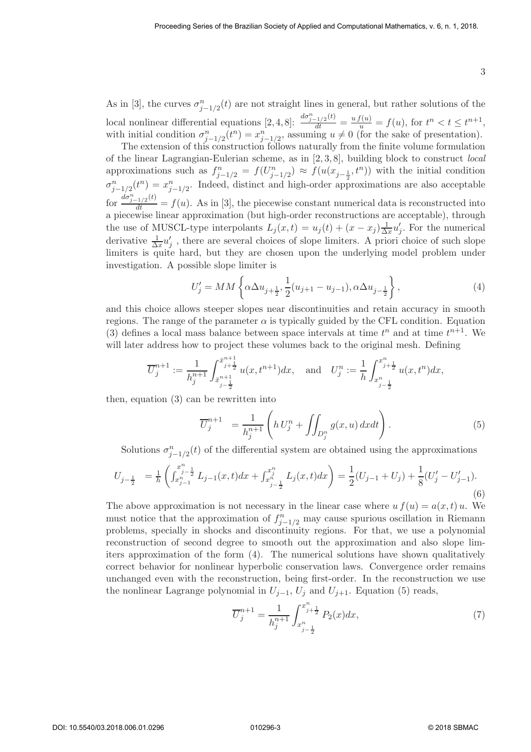As in [3], the curves $\sigma^n_{j-1/2}(t)$ are not straight lines in general, but rather solutions of the local nonlinear differential equations [2, 4, 8]: $\frac{d\sigma^n_{j-1/2}(t)}{dt} = \frac{u\, f(u)}{u} = f(u)$, for $t^n < t \leq t^{n+1}$, with initial condition $\sigma^n_{j-1/2}(t^n) = x^n_{j-1/2}$, assuming $u \neq 0$ (for the sake of presentation).

The extension of this construction follows naturally from the finite volume formulation of the linear Lagrangian-Eulerian scheme, as in [2, 3, 8], building block to construct *local* approximations such as $f^n_{j-1/2} = f(U^n_{j-1/2}) \approx f(u(x_{j-\frac{1}{2}}, t^n))$ with the initial condition $\sigma^n_{j-1/2}(t^n) = x^n_{j-1/2}$. Indeed, distinct and high-order approximations are also acceptable for $\frac{d\sigma^n_{j-1/2}(t)}{dt} = f(u)$. As in [3], the piecewise constant numerical data is reconstructed into a piecewise linear approximation (but high-order reconstructions are acceptable), through the use of MUSCL-type interpolants $L_j(x,t) = u_j(t) + (x - x_j)\frac{1}{\Delta x}u'_j$. For the numerical derivative $\frac{1}{\Delta x}u'_j$ , there are several choices of slope limiters. A priori choice of such slope limiters is quite hard, but they are chosen upon the underlying model problem under investigation. A possible slope limiter is

$$U'_j = MM\left\{\alpha \Delta u_{j+\frac{1}{2}}, \frac{1}{2}(u_{j+1} - u_{j-1}), \alpha \Delta u_{j-\frac{1}{2}}\right\}, \tag{4}$$

and this choice allows steeper slopes near discontinuities and retain accuracy in smooth regions. The range of the parameter $\alpha$ is typically guided by the CFL condition. Equation (3) defines a local mass balance between space intervals at time $t^n$ and at time $t^{n+1}$. We will later address how to project these volumes back to the original mesh. Defining

$$\overline{U}^{n+1}_j := \frac{1}{h^{n+1}_j}\int_{\bar{x}^{n+1}_{j-\frac{1}{2}}}^{\bar{x}^{n+1}_{j+\frac{1}{2}}} u(x, t^{n+1})dx, \quad \text{and} \quad U^n_j := \frac{1}{h}\int_{x^n_{j-\frac{1}{2}}}^{x^n_{j+\frac{1}{2}}} u(x, t^n)dx,$$

then, equation (3) can be rewritten into

$$\overline{U}^{n+1}_j = \frac{1}{h^{n+1}_j}\left(h\, U^n_j + \iint_{D^n_j} g(x,u)\, dxdt\right). \tag{5}$$

Solutions $\sigma^n_{j-1/2}(t)$ of the differential system are obtained using the approximations

$$U_{j-\frac{1}{2}} = \frac{1}{h}\left(\int_{x^n_{j-1}}^{x^n_{j-\frac{1}{2}}} L_{j-1}(x,t)dx + \int_{x^n_{j-\frac{1}{2}}}^{x^n_j} L_j(x,t)dx\right) = \frac{1}{2}(U_{j-1} + U_j) + \frac{1}{8}(U'_j - U'_{j-1}). \tag{6}$$

The above approximation is not necessary in the linear case where $u\, f(u) = a(x,t)\, u$. We must notice that the approximation of $f^n_{j-1/2}$ may cause spurious oscillation in Riemann problems, specially in shocks and discontinuity regions. For that, we use a polynomial reconstruction of second degree to smooth out the approximation and also slope limiters approximation of the form (4). The numerical solutions have shown qualitatively correct behavior for nonlinear hyperbolic conservation laws. Convergence order remains unchanged even with the reconstruction, being first-order. In the reconstruction we use the nonlinear Lagrange polynomial in $U_{j-1}$, $U_j$ and $U_{j+1}$. Equation (5) reads,

$$\overline{U}^{n+1}_j = \frac{1}{h^{n+1}_j}\int_{x^n_{j-\frac{1}{2}}}^{x^n_{j+\frac{1}{2}}} P_2(x)dx, \tag{7}$$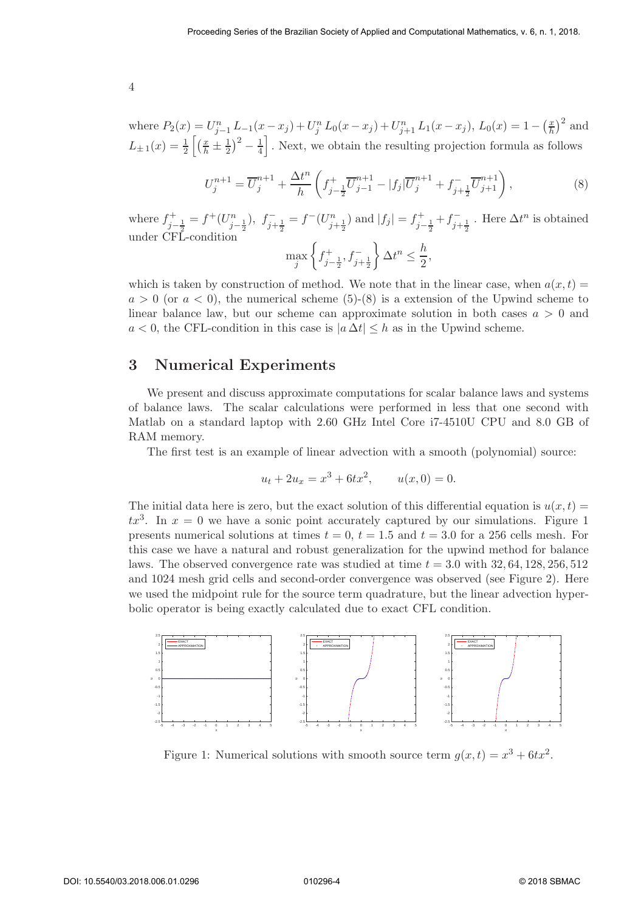where $P_2(x) = U^n_{j-1}\, L_{-1}(x - x_j) + U^n_j\, L_0(x - x_j) + U^n_{j+1}\, L_1(x - x_j)$, $L_0(x) = 1 - \left(\frac{x}{h}\right)^2$ and $L_{\pm 1}(x) = \frac{1}{2}\left[\left(\frac{x}{h} \pm \frac{1}{2}\right)^2 - \frac{1}{4}\right]$. Next, we obtain the resulting projection formula as follows

$$U^{n+1}_j = \overline{U}^{n+1}_j + \frac{\Delta t^n}{h}\left(f^+_{j-\frac{1}{2}}\overline{U}^{n+1}_{j-1} - |f_j|\overline{U}^{n+1}_j + f^-_{j+\frac{1}{2}}\overline{U}^{n+1}_{j+1}\right), \tag{8}$$

where $f^+_{j-\frac{1}{2}} = f^+(U^n_{j-\frac{1}{2}})$, $f^-_{j+\frac{1}{2}} = f^-(U^n_{j+\frac{1}{2}})$ and $|f_j| = f^+_{j-\frac{1}{2}} + f^-_{j+\frac{1}{2}}$. Here $\Delta t^n$ is obtained under CFL-condition

$$\max_j \left\{ f^+_{j-\frac{1}{2}}, f^-_{j+\frac{1}{2}} \right\} \Delta t^n \leq \frac{h}{2},$$

which is taken by construction of method. We note that in the linear case, when $a(x,t) = a > 0$ (or $a < 0$), the numerical scheme (5)-(8) is a extension of the Upwind scheme to linear balance law, but our scheme can approximate solution in both cases $a > 0$ and $a < 0$, the CFL-condition in this case is $|a\,\Delta t| \leq h$ as in the Upwind scheme.

## 3 Numerical Experiments

We present and discuss approximate computations for scalar balance laws and systems of balance laws. The scalar calculations were performed in less that one second with Matlab on a standard laptop with 2.60 GHz Intel Core i7-4510U CPU and 8.0 GB of RAM memory.

The first test is an example of linear advection with a smooth (polynomial) source:

$$u_t + 2u_x = x^3 + 6tx^2, \qquad u(x, 0) = 0.$$

The initial data here is zero, but the exact solution of this differential equation is $u(x,t) = tx^3$. In $x = 0$ we have a sonic point accurately captured by our simulations. Figure 1 presents numerical solutions at times $t = 0$, $t = 1.5$ and $t = 3.0$ for a 256 cells mesh. For this case we have a natural and robust generalization for the upwind method for balance laws. The observed convergence rate was studied at time $t = 3.0$ with $32, 64, 128, 256, 512$ and $1024$ mesh grid cells and second-order convergence was observed (see Figure 2). Here we used the midpoint rule for the source term quadrature, but the linear advection hyperbolic operator is being exactly calculated due to exact CFL condition.

Figure 1: Numerical solutions with smooth source term $g(x,t) = x^3 + 6tx^2$.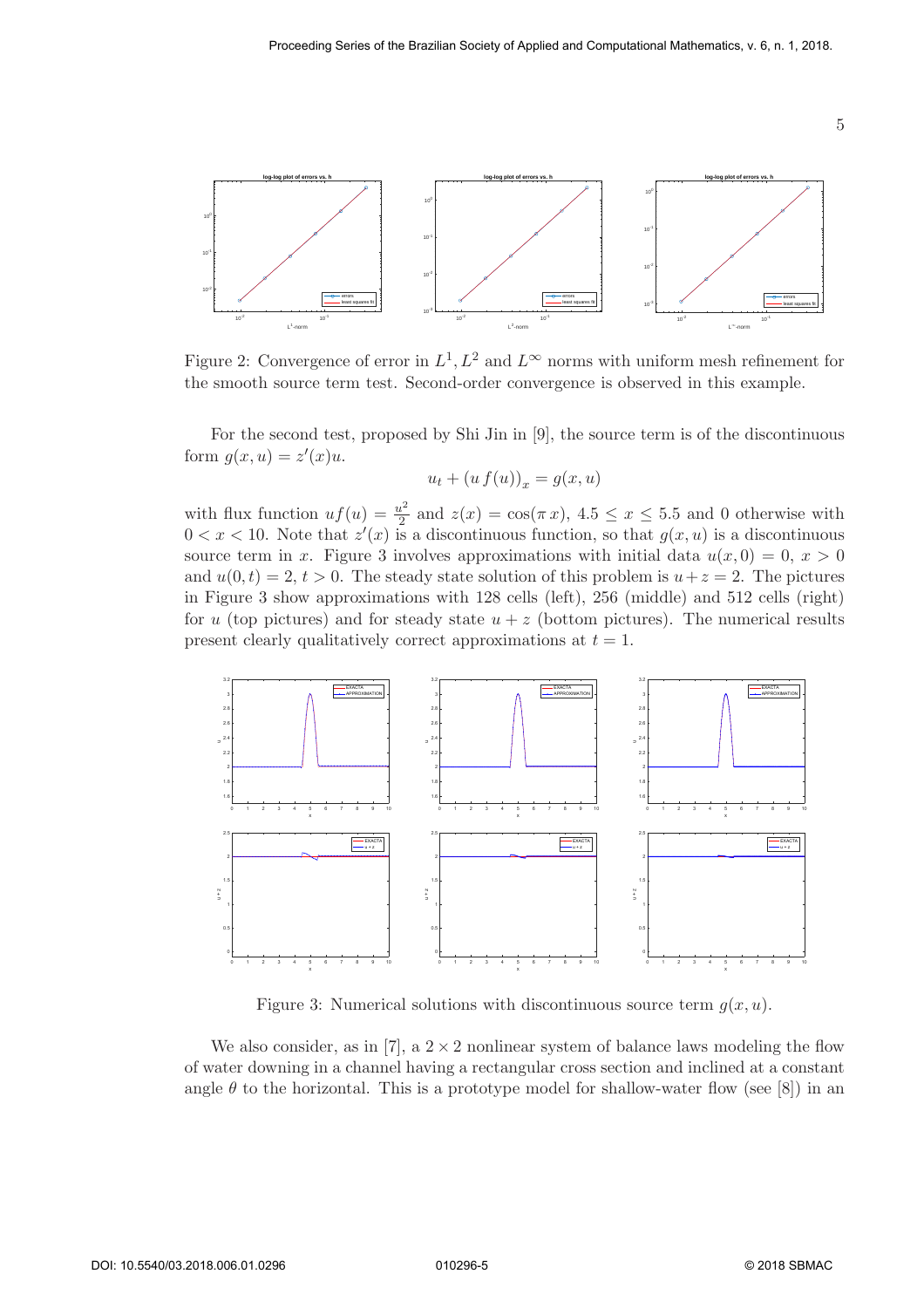Figure 2: Convergence of error in $L^1, L^2$ and $L^\infty$ norms with uniform mesh refinement for the smooth source term test. Second-order convergence is observed in this example.

For the second test, proposed by Shi Jin in [9], the source term is of the discontinuous form $g(x, u) = z'(x)u$.

$$u_t + (u\, f(u))_x = g(x, u)$$

with flux function $uf(u) = \frac{u^2}{2}$ and $z(x) = \cos(\pi\, x)$, $4.5 \leq x \leq 5.5$ and 0 otherwise with $0 < x < 10$. Note that $z'(x)$ is a discontinuous function, so that $g(x, u)$ is a discontinuous source term in $x$. Figure 3 involves approximations with initial data $u(x, 0) = 0$, $x > 0$ and $u(0, t) = 2$, $t > 0$. The steady state solution of this problem is $u + z = 2$. The pictures in Figure 3 show approximations with 128 cells (left), 256 (middle) and 512 cells (right) for $u$ (top pictures) and for steady state $u + z$ (bottom pictures). The numerical results present clearly qualitatively correct approximations at $t = 1$.

Figure 3: Numerical solutions with discontinuous source term $g(x, u)$.

We also consider, as in [7], a $2 \times 2$ nonlinear system of balance laws modeling the flow of water downing in a channel having a rectangular cross section and inclined at a constant angle $\theta$ to the horizontal. This is a prototype model for shallow-water flow (see [8]) in an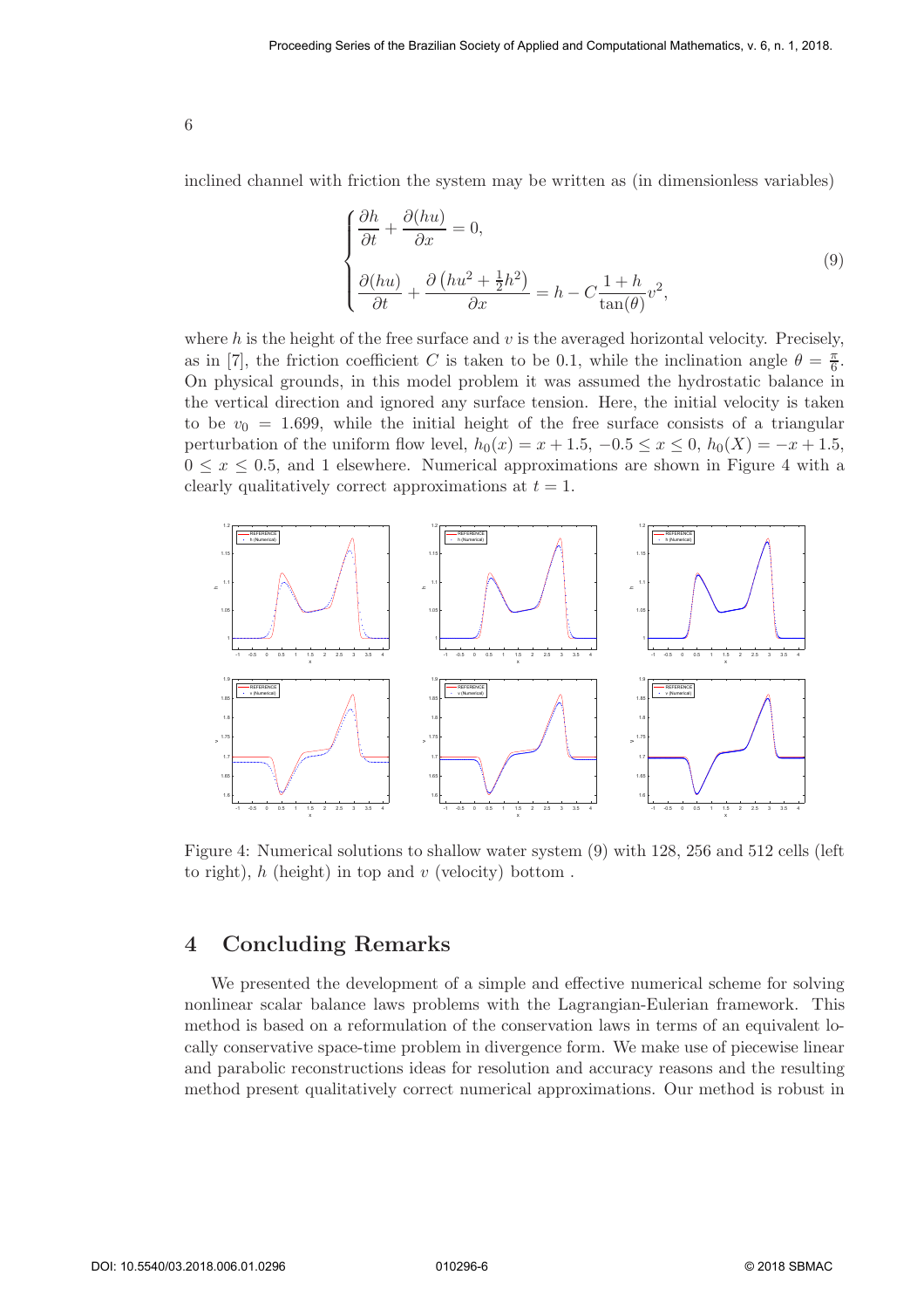inclined channel with friction the system may be written as (in dimensionless variables)

$$
\begin{cases}
\dfrac{\partial h}{\partial t} + \dfrac{\partial (hu)}{\partial x} = 0, \\[2ex]
\dfrac{\partial (hu)}{\partial t} + \dfrac{\partial \left(hu^2 + \frac{1}{2}h^2\right)}{\partial x} = h - C\dfrac{1+h}{\tan(\theta)}v^2,
\end{cases}
\tag{9}
$$

where $h$ is the height of the free surface and $v$ is the averaged horizontal velocity. Precisely, as in [7], the friction coefficient $C$ is taken to be 0.1, while the inclination angle $\theta = \frac{\pi}{6}$. On physical grounds, in this model problem it was assumed the hydrostatic balance in the vertical direction and ignored any surface tension. Here, the initial velocity is taken to be $v_0 = 1.699$, while the initial height of the free surface consists of a triangular perturbation of the uniform flow level, $h_0(x) = x + 1.5$, $-0.5 \leq x \leq 0$, $h_0(X) = -x + 1.5$, $0 \leq x \leq 0.5$, and 1 elsewhere. Numerical approximations are shown in Figure 4 with a clearly qualitatively correct approximations at $t = 1$.

Figure 4: Numerical solutions to shallow water system (9) with 128, 256 and 512 cells (left to right), $h$ (height) in top and $v$ (velocity) bottom .

## 4 Concluding Remarks

We presented the development of a simple and effective numerical scheme for solving nonlinear scalar balance laws problems with the Lagrangian-Eulerian framework. This method is based on a reformulation of the conservation laws in terms of an equivalent locally conservative space-time problem in divergence form. We make use of piecewise linear and parabolic reconstructions ideas for resolution and accuracy reasons and the resulting method present qualitatively correct numerical approximations. Our method is robust in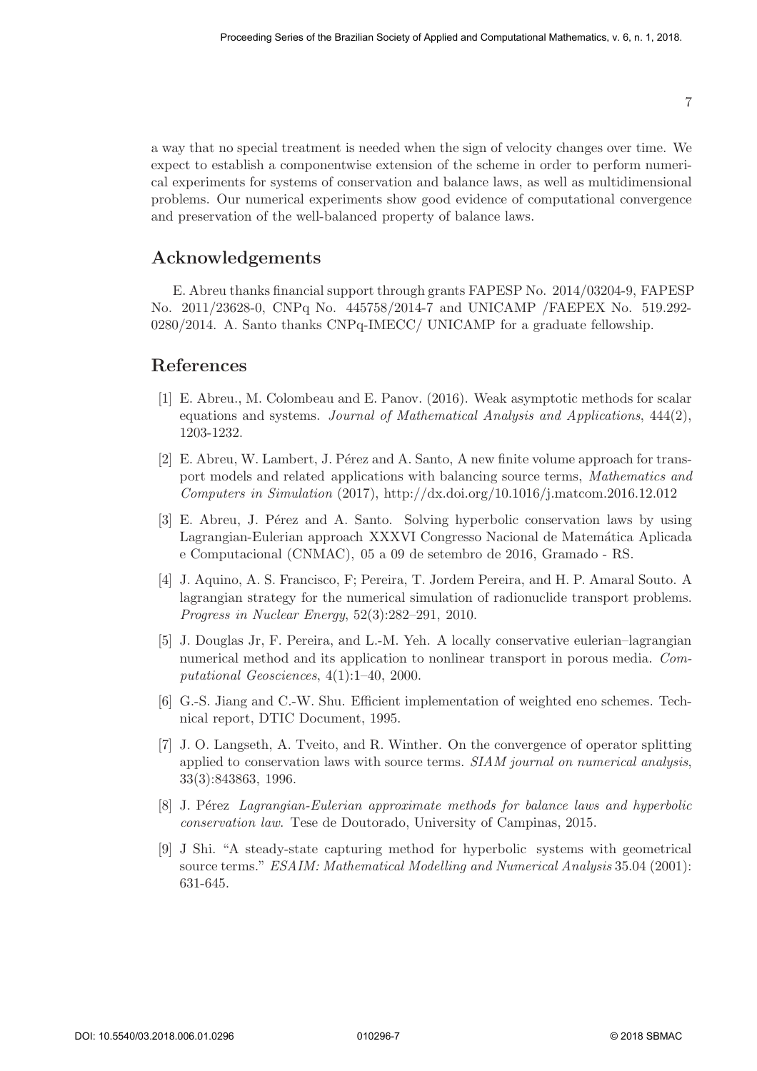a way that no special treatment is needed when the sign of velocity changes over time. We expect to establish a componentwise extension of the scheme in order to perform numerical experiments for systems of conservation and balance laws, as well as multidimensional problems. Our numerical experiments show good evidence of computational convergence and preservation of the well-balanced property of balance laws.

## Acknowledgements

E. Abreu thanks financial support through grants FAPESP No. 2014/03204-9, FAPESP No. 2011/23628-0, CNPq No. 445758/2014-7 and UNICAMP /FAEPEX No. 519.292-0280/2014. A. Santo thanks CNPq-IMECC/ UNICAMP for a graduate fellowship.

## References

[1] E. Abreu., M. Colombeau and E. Panov. (2016). Weak asymptotic methods for scalar equations and systems. *Journal of Mathematical Analysis and Applications*, 444(2), 1203-1232.

[2] E. Abreu, W. Lambert, J. Pérez and A. Santo, A new finite volume approach for transport models and related applications with balancing source terms, *Mathematics and Computers in Simulation* (2017), http://dx.doi.org/10.1016/j.matcom.2016.12.012

[3] E. Abreu, J. Pérez and A. Santo. Solving hyperbolic conservation laws by using Lagrangian-Eulerian approach XXXVI Congresso Nacional de Matemática Aplicada e Computacional (CNMAC), 05 a 09 de setembro de 2016, Gramado - RS.

[4] J. Aquino, A. S. Francisco, F; Pereira, T. Jordem Pereira, and H. P. Amaral Souto. A lagrangian strategy for the numerical simulation of radionuclide transport problems. *Progress in Nuclear Energy*, 52(3):282–291, 2010.

[5] J. Douglas Jr, F. Pereira, and L.-M. Yeh. A locally conservative eulerian–lagrangian numerical method and its application to nonlinear transport in porous media. *Computational Geosciences*, 4(1):1–40, 2000.

[6] G.-S. Jiang and C.-W. Shu. Efficient implementation of weighted eno schemes. Technical report, DTIC Document, 1995.

[7] J. O. Langseth, A. Tveito, and R. Winther. On the convergence of operator splitting applied to conservation laws with source terms. *SIAM journal on numerical analysis*, 33(3):843863, 1996.

[8] J. Pérez *Lagrangian-Eulerian approximate methods for balance laws and hyperbolic conservation law*. Tese de Doutorado, University of Campinas, 2015.

[9] J Shi. "A steady-state capturing method for hyperbolic systems with geometrical source terms." *ESAIM: Mathematical Modelling and Numerical Analysis* 35.04 (2001): 631-645.